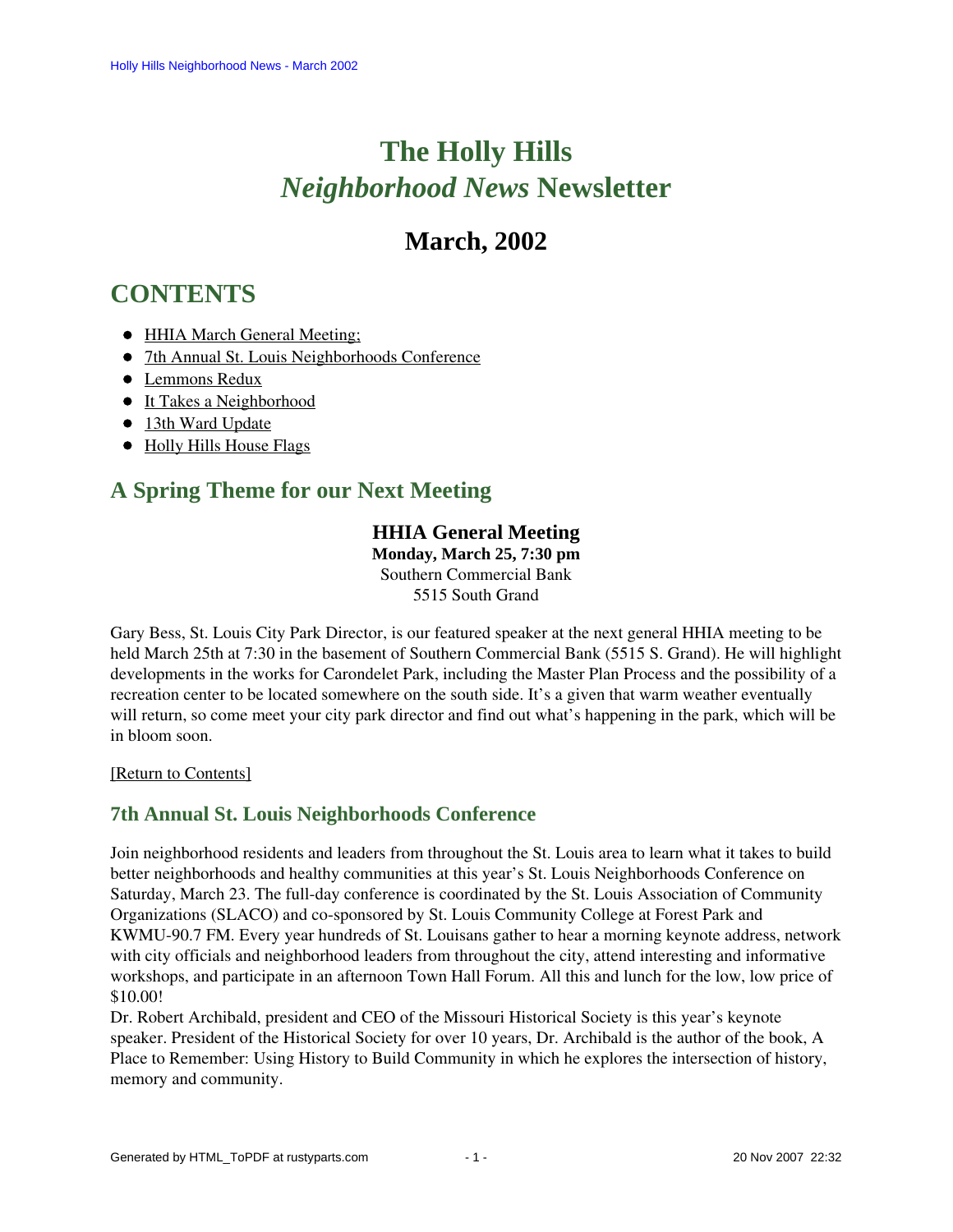# The Holly Hills *Neighborhood News* Newsletter

## March, 2002

## CONTENTS

- HHIA March General Meeting;
- 7th Annual St. Louis Neighborhoods Conference
- Lemmons Redux
- It Takes a Neighborhood
- 13th Ward Update
- Holly Hills House Flags

## A Spring Theme for our Next Meeting

**HHIA General Meeting**
**Monday, March 25, 7:30 pm**
Southern Commercial Bank
5515 South Grand

Gary Bess, St. Louis City Park Director, is our featured speaker at the next general HHIA meeting to be held March 25th at 7:30 in the basement of Southern Commercial Bank (5515 S. Grand). He will highlight developments in the works for Carondelet Park, including the Master Plan Process and the possibility of a recreation center to be located somewhere on the south side. It's a given that warm weather eventually will return, so come meet your city park director and find out what's happening in the park, which will be in bloom soon.

[Return to Contents]

### 7th Annual St. Louis Neighborhoods Conference

Join neighborhood residents and leaders from throughout the St. Louis area to learn what it takes to build better neighborhoods and healthy communities at this year's St. Louis Neighborhoods Conference on Saturday, March 23. The full-day conference is coordinated by the St. Louis Association of Community Organizations (SLACO) and co-sponsored by St. Louis Community College at Forest Park and KWMU-90.7 FM. Every year hundreds of St. Louisans gather to hear a morning keynote address, network with city officials and neighborhood leaders from throughout the city, attend interesting and informative workshops, and participate in an afternoon Town Hall Forum. All this and lunch for the low, low price of $10.00!

Dr. Robert Archibald, president and CEO of the Missouri Historical Society is this year's keynote speaker. President of the Historical Society for over 10 years, Dr. Archibald is the author of the book, A Place to Remember: Using History to Build Community in which he explores the intersection of history, memory and community.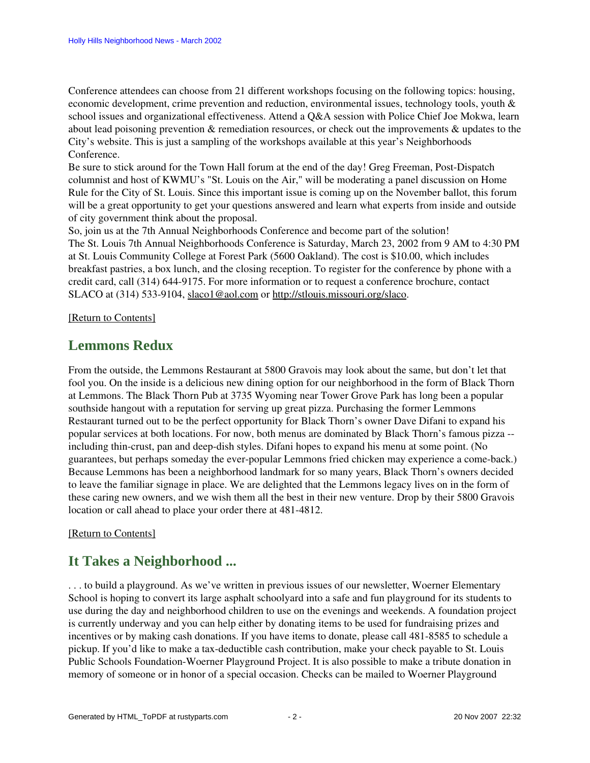Conference attendees can choose from 21 different workshops focusing on the following topics: housing, economic development, crime prevention and reduction, environmental issues, technology tools, youth & school issues and organizational effectiveness. Attend a Q&A session with Police Chief Joe Mokwa, learn about lead poisoning prevention & remediation resources, or check out the improvements & updates to the City's website. This is just a sampling of the workshops available at this year's Neighborhoods Conference.

Be sure to stick around for the Town Hall forum at the end of the day! Greg Freeman, Post-Dispatch columnist and host of KWMU's "St. Louis on the Air," will be moderating a panel discussion on Home Rule for the City of St. Louis. Since this important issue is coming up on the November ballot, this forum will be a great opportunity to get your questions answered and learn what experts from inside and outside of city government think about the proposal.

So, join us at the 7th Annual Neighborhoods Conference and become part of the solution!

The St. Louis 7th Annual Neighborhoods Conference is Saturday, March 23, 2002 from 9 AM to 4:30 PM at St. Louis Community College at Forest Park (5600 Oakland). The cost is $10.00, which includes breakfast pastries, a box lunch, and the closing reception. To register for the conference by phone with a credit card, call (314) 644-9175. For more information or to request a conference brochure, contact SLACO at (314) 533-9104, slaco1@aol.com or http://stlouis.missouri.org/slaco.

[Return to Contents]

## Lemmons Redux

From the outside, the Lemmons Restaurant at 5800 Gravois may look about the same, but don't let that fool you. On the inside is a delicious new dining option for our neighborhood in the form of Black Thorn at Lemmons. The Black Thorn Pub at 3735 Wyoming near Tower Grove Park has long been a popular southside hangout with a reputation for serving up great pizza. Purchasing the former Lemmons Restaurant turned out to be the perfect opportunity for Black Thorn's owner Dave Difani to expand his popular services at both locations. For now, both menus are dominated by Black Thorn's famous pizza -- including thin-crust, pan and deep-dish styles. Difani hopes to expand his menu at some point. (No guarantees, but perhaps someday the ever-popular Lemmons fried chicken may experience a come-back.) Because Lemmons has been a neighborhood landmark for so many years, Black Thorn's owners decided to leave the familiar signage in place. We are delighted that the Lemmons legacy lives on in the form of these caring new owners, and we wish them all the best in their new venture. Drop by their 5800 Gravois location or call ahead to place your order there at 481-4812.

[Return to Contents]

## It Takes a Neighborhood ...

. . . to build a playground. As we've written in previous issues of our newsletter, Woerner Elementary School is hoping to convert its large asphalt schoolyard into a safe and fun playground for its students to use during the day and neighborhood children to use on the evenings and weekends. A foundation project is currently underway and you can help either by donating items to be used for fundraising prizes and incentives or by making cash donations. If you have items to donate, please call 481-8585 to schedule a pickup. If you'd like to make a tax-deductible cash contribution, make your check payable to St. Louis Public Schools Foundation-Woerner Playground Project. It is also possible to make a tribute donation in memory of someone or in honor of a special occasion. Checks can be mailed to Woerner Playground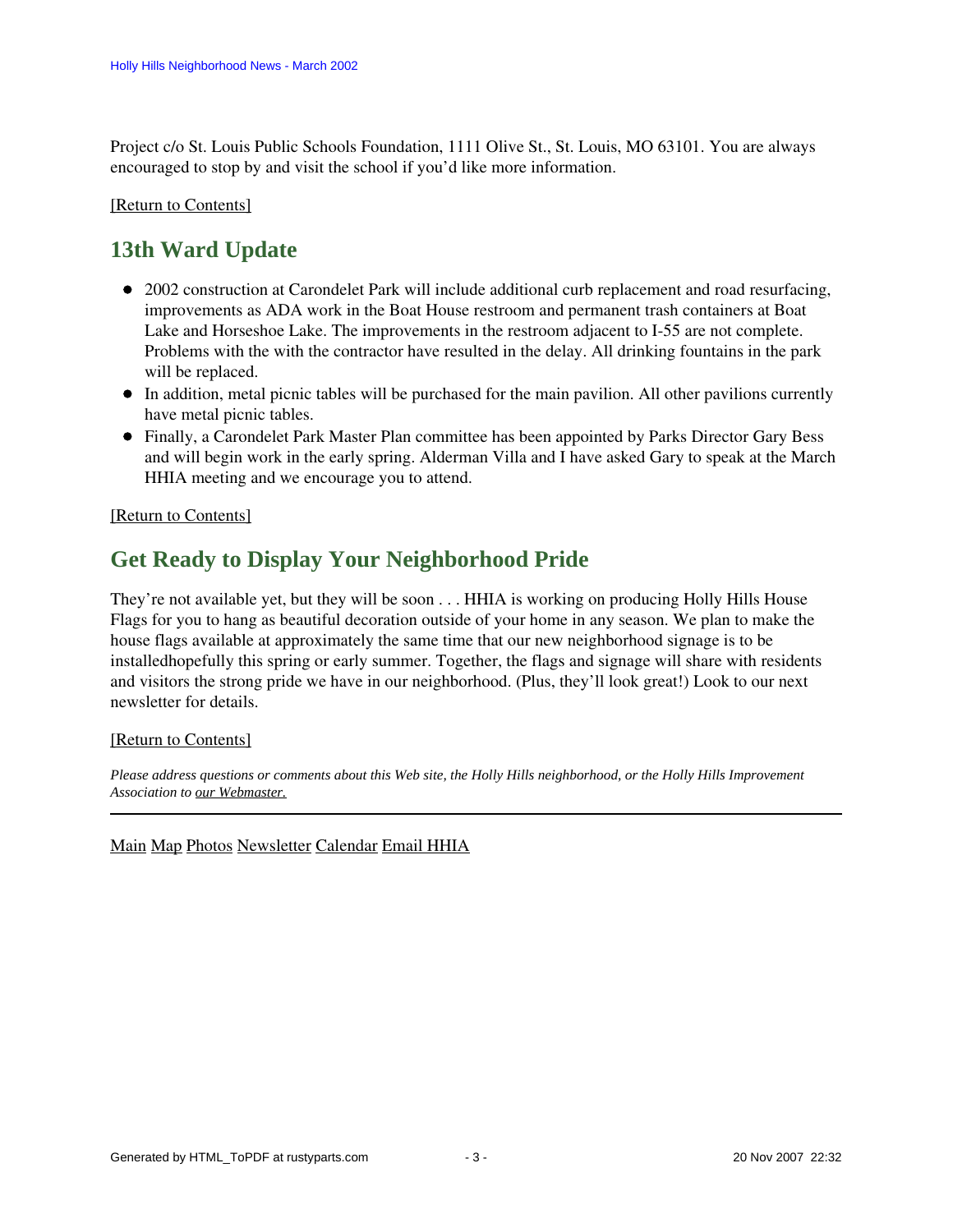Project c/o St. Louis Public Schools Foundation, 1111 Olive St., St. Louis, MO 63101. You are always encouraged to stop by and visit the school if you'd like more information.

[Return to Contents]

## 13th Ward Update

- 2002 construction at Carondelet Park will include additional curb replacement and road resurfacing, improvements as ADA work in the Boat House restroom and permanent trash containers at Boat Lake and Horseshoe Lake. The improvements in the restroom adjacent to I-55 are not complete. Problems with the with the contractor have resulted in the delay. All drinking fountains in the park will be replaced.
- In addition, metal picnic tables will be purchased for the main pavilion. All other pavilions currently have metal picnic tables.
- Finally, a Carondelet Park Master Plan committee has been appointed by Parks Director Gary Bess and will begin work in the early spring. Alderman Villa and I have asked Gary to speak at the March HHIA meeting and we encourage you to attend.

[Return to Contents]

## Get Ready to Display Your Neighborhood Pride

They're not available yet, but they will be soon . . . HHIA is working on producing Holly Hills House Flags for you to hang as beautiful decoration outside of your home in any season. We plan to make the house flags available at approximately the same time that our new neighborhood signage is to be installedhopefully this spring or early summer. Together, the flags and signage will share with residents and visitors the strong pride we have in our neighborhood. (Plus, they'll look great!) Look to our next newsletter for details.

[Return to Contents]

*Please address questions or comments about this Web site, the Holly Hills neighborhood, or the Holly Hills Improvement Association to our Webmaster.*

---

Main Map Photos Newsletter Calendar Email HHIA